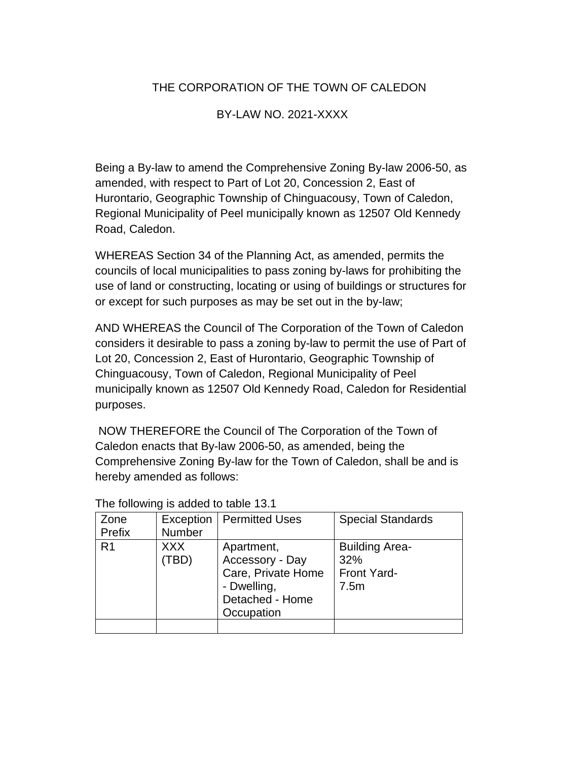THE CORPORATION OF THE TOWN OF CALEDON

BY-LAW NO. 2021-XXXX

Being a By-law to amend the Comprehensive Zoning By-law 2006-50, as amended, with respect to Part of Lot 20, Concession 2, East of Hurontario, Geographic Township of Chinguacousy, Town of Caledon, Regional Municipality of Peel municipally known as 12507 Old Kennedy Road, Caledon.

WHEREAS Section 34 of the Planning Act, as amended, permits the councils of local municipalities to pass zoning by-laws for prohibiting the use of land or constructing, locating or using of buildings or structures for or except for such purposes as may be set out in the by-law;

AND WHEREAS the Council of The Corporation of the Town of Caledon considers it desirable to pass a zoning by-law to permit the use of Part of Lot 20, Concession 2, East of Hurontario, Geographic Township of Chinguacousy, Town of Caledon, Regional Municipality of Peel municipally known as 12507 Old Kennedy Road, Caledon for Residential purposes.

NOW THEREFORE the Council of The Corporation of the Town of Caledon enacts that By-law 2006-50, as amended, being the Comprehensive Zoning By-law for the Town of Caledon, shall be and is hereby amended as follows:

The following is added to table 13.1

| Zone Prefix | Exception Number | Permitted Uses | Special Standards |
|---|---|---|---|
| R1 | XXX (TBD) | Apartment, Accessory - Day Care, Private Home - Dwelling, Detached - Home Occupation | Building Area- 32%<br>Front Yard- 7.5m |
| | | | |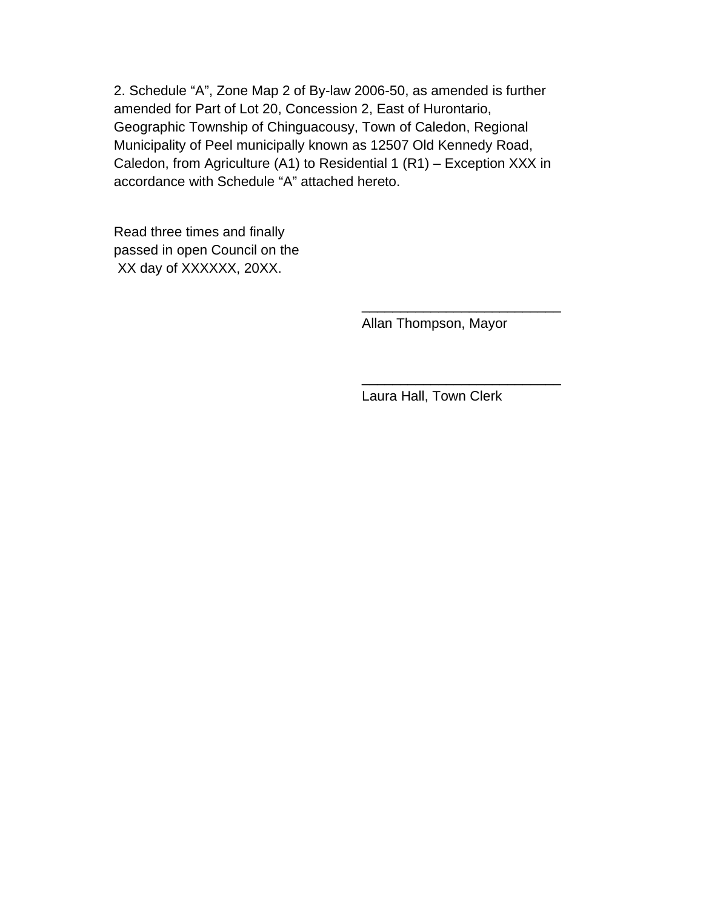2. Schedule “A”, Zone Map 2 of By-law 2006-50, as amended is further amended for Part of Lot 20, Concession 2, East of Hurontario, Geographic Township of Chinguacousy, Town of Caledon, Regional Municipality of Peel municipally known as 12507 Old Kennedy Road, Caledon, from Agriculture (A1) to Residential 1 (R1) – Exception XXX in accordance with Schedule “A” attached hereto.

Read three times and finally passed in open Council on the XX day of XXXXXX, 20XX.

\_\_\_\_\_\_\_\_\_\_\_\_\_\_\_\_\_\_\_\_\_\_\_\_\_\_
Allan Thompson, Mayor

\_\_\_\_\_\_\_\_\_\_\_\_\_\_\_\_\_\_\_\_\_\_\_\_\_\_
Laura Hall, Town Clerk